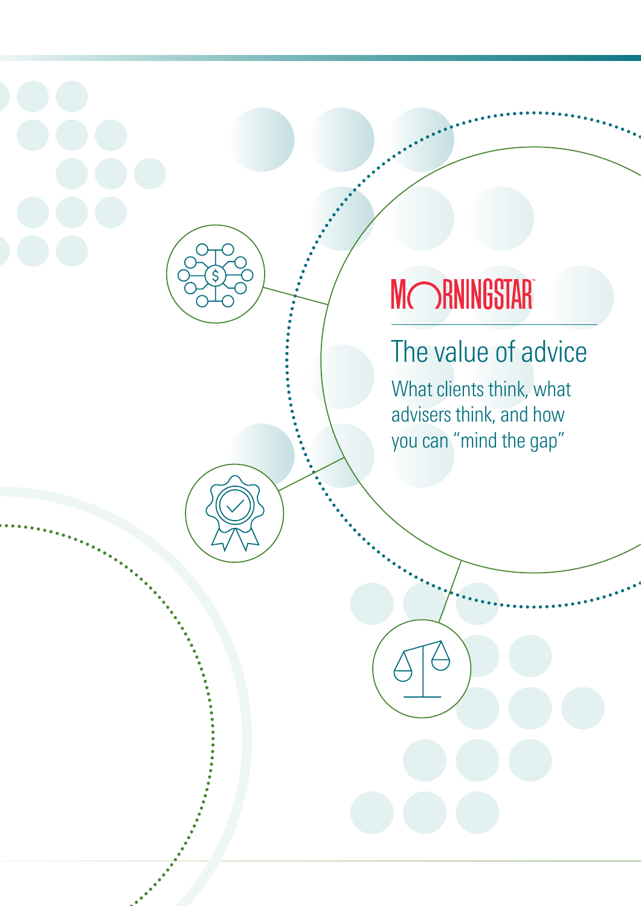MORNINGSTAR

# The value of advice

What clients think, what advisers think, and how you can "mind the gap"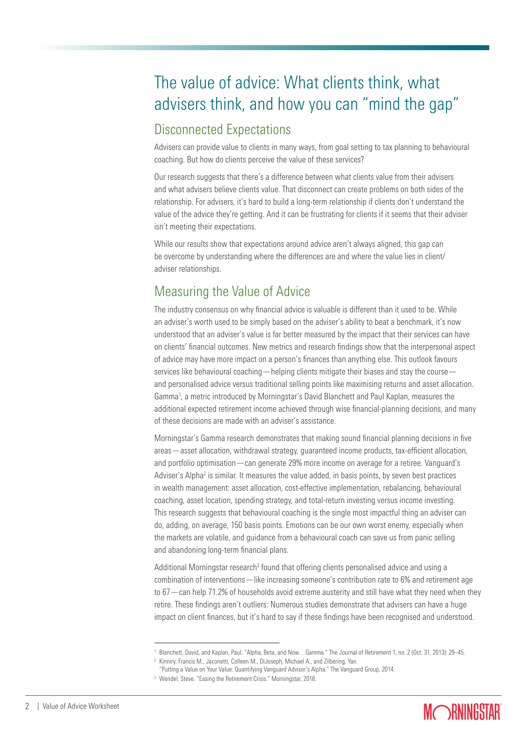# The value of advice: What clients think, what advisers think, and how you can "mind the gap"

## Disconnected Expectations

Advisers can provide value to clients in many ways, from goal setting to tax planning to behavioural coaching. But how do clients perceive the value of these services?

Our research suggests that there's a difference between what clients value from their advisers and what advisers believe clients value. That disconnect can create problems on both sides of the relationship. For advisers, it's hard to build a long-term relationship if clients don't understand the value of the advice they're getting. And it can be frustrating for clients if it seems that their adviser isn't meeting their expectations.

While our results show that expectations around advice aren't always aligned, this gap can be overcome by understanding where the differences are and where the value lies in client/adviser relationships.

## Measuring the Value of Advice

The industry consensus on why financial advice is valuable is different than it used to be. While an adviser's worth used to be simply based on the adviser's ability to beat a benchmark, it's now understood that an adviser's value is far better measured by the impact that their services can have on clients' financial outcomes. New metrics and research findings show that the interpersonal aspect of advice may have more impact on a person's finances than anything else. This outlook favours services like behavioural coaching—helping clients mitigate their biases and stay the course—and personalised advice versus traditional selling points like maximising returns and asset allocation. Gamma[1], a metric introduced by Morningstar's David Blanchett and Paul Kaplan, measures the additional expected retirement income achieved through wise financial-planning decisions, and many of these decisions are made with an adviser's assistance.

Morningstar's Gamma research demonstrates that making sound financial planning decisions in five areas—asset allocation, withdrawal strategy, guaranteed income products, tax-efficient allocation, and portfolio optimisation—can generate 29% more income on average for a retiree. Vanguard's Adviser's Alpha[2] is similar. It measures the value added, in basis points, by seven best practices in wealth management: asset allocation, cost-effective implementation, rebalancing, behavioural coaching, asset location, spending strategy, and total-return investing versus income investing. This research suggests that behavioural coaching is the single most impactful thing an adviser can do, adding, on average, 150 basis points. Emotions can be our own worst enemy, especially when the markets are volatile, and guidance from a behavioural coach can save us from panic selling and abandoning long-term financial plans.

Additional Morningstar research[3] found that offering clients personalised advice and using a combination of interventions—like increasing someone's contribution rate to 6% and retirement age to 67—can help 71.2% of households avoid extreme austerity and still have what they need when they retire. These findings aren't outliers: Numerous studies demonstrate that advisers can have a huge impact on client finances, but it's hard to say if these findings have been recognised and understood.

---

[1] Blanchett, David, and Kaplan, Paul. "Alpha, Beta, and Now…Gamma." The Journal of Retirement 1, no. 2 (Oct. 31, 2013): 29–45.

[2] Kinniry, Francis M., Jaconetti, Colleen M., DiJoseph, Michael A., and Zilbering, Yan. "Putting a Value on Your Value: Quantifying Vanguard Advisor's Alpha." The Vanguard Group, 2014.

[3] Wendel, Steve. "Easing the Retirement Crisis." Morningstar, 2018.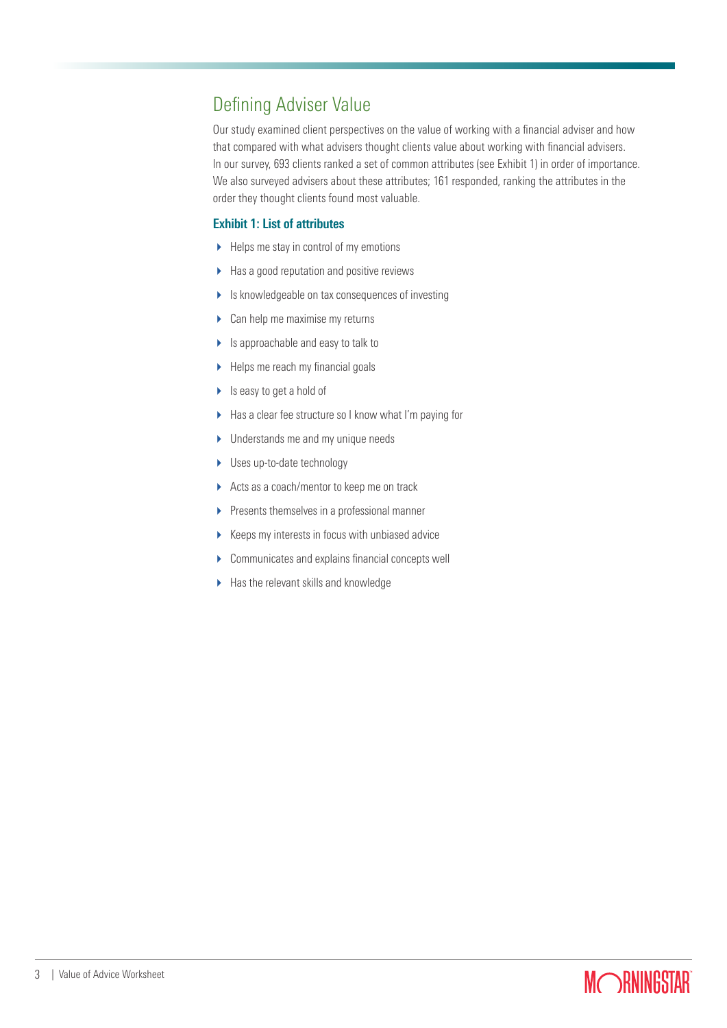## Defining Adviser Value

Our study examined client perspectives on the value of working with a financial adviser and how that compared with what advisers thought clients value about working with financial advisers. In our survey, 693 clients ranked a set of common attributes (see Exhibit 1) in order of importance. We also surveyed advisers about these attributes; 161 responded, ranking the attributes in the order they thought clients found most valuable.

**Exhibit 1: List of attributes**

- Helps me stay in control of my emotions
- Has a good reputation and positive reviews
- Is knowledgeable on tax consequences of investing
- Can help me maximise my returns
- Is approachable and easy to talk to
- Helps me reach my financial goals
- Is easy to get a hold of
- Has a clear fee structure so I know what I'm paying for
- Understands me and my unique needs
- Uses up-to-date technology
- Acts as a coach/mentor to keep me on track
- Presents themselves in a professional manner
- Keeps my interests in focus with unbiased advice
- Communicates and explains financial concepts well
- Has the relevant skills and knowledge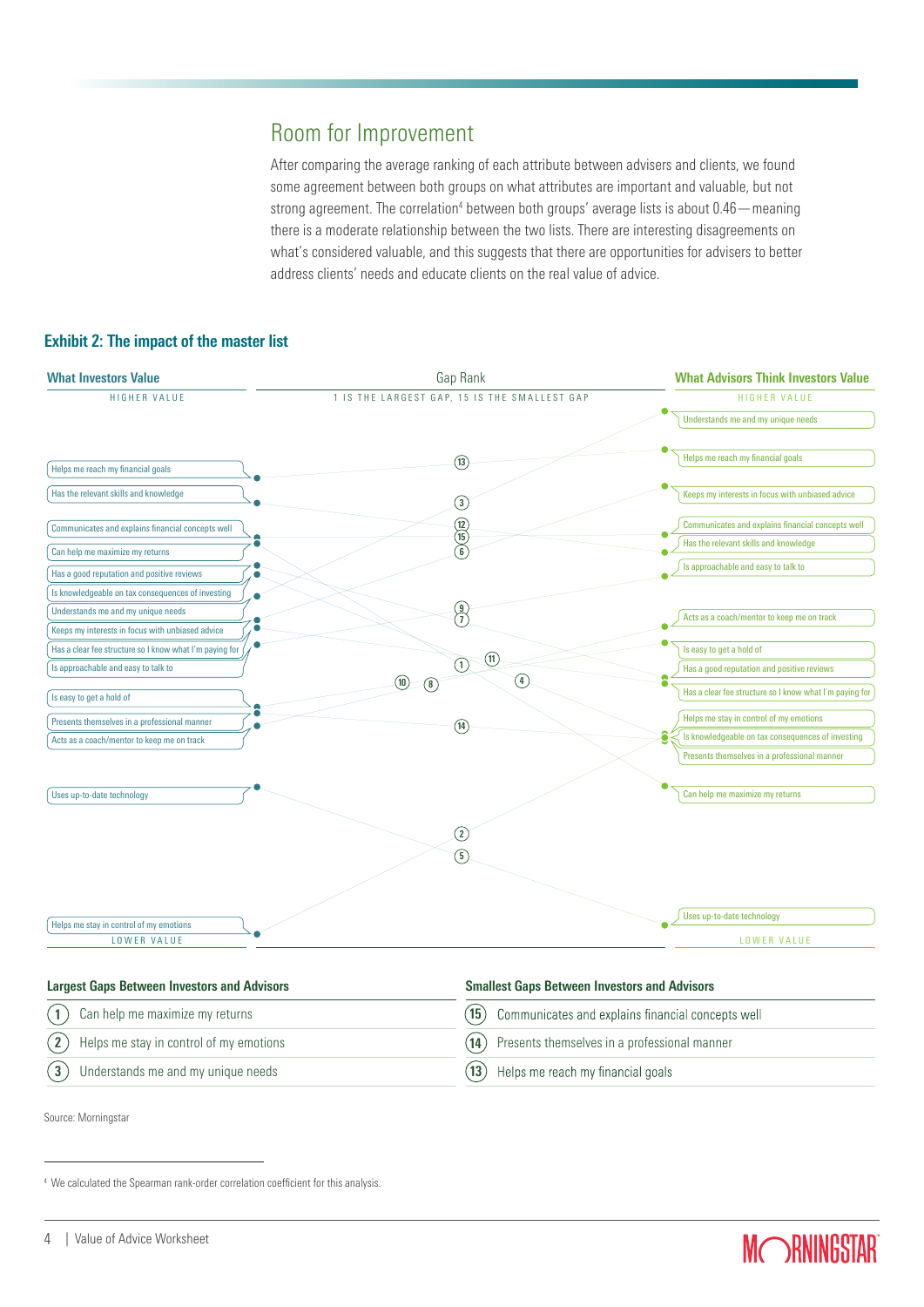## Room for Improvement

After comparing the average ranking of each attribute between advisers and clients, we found some agreement between both groups on what attributes are important and valuable, but not strong agreement. The correlation[4] between both groups' average lists is about 0.46 — meaning there is a moderate relationship between the two lists. There are interesting disagreements on what's considered valuable, and this suggests that there are opportunities for advisers to better address clients' needs and educate clients on the real value of advice.

### Exhibit 2: The impact of the master list

| What Investors Value (Higher value → Lower value) | What Advisors Think Investors Value (Higher value → Lower value) |
|---|---|
| Helps me reach my financial goals | Understands me and my unique needs |
| Has the relevant skills and knowledge | Helps me reach my financial goals |
| Communicates and explains financial concepts well | Keeps my interests in focus with unbiased advice |
| Can help me maximize my returns | Communicates and explains financial concepts well |
| Has a good reputation and positive reviews | Has the relevant skills and knowledge |
| Is knowledgeable on tax consequences of investing | Is approachable and easy to talk to |
| Understands me and my unique needs | Acts as a coach/mentor to keep me on track |
| Keeps my interests in focus with unbiased advice | Is easy to get a hold of |
| Has a clear fee structure so I know what I'm paying for | Has a good reputation and positive reviews |
| Is approachable and easy to talk to | Has a clear fee structure so I know what I'm paying for |
| Is easy to get a hold of | Helps me stay in control of my emotions |
| Presents themselves in a professional manner | Is knowledgeable on tax consequences of investing |
| Acts as a coach/mentor to keep me on track | Presents themselves in a professional manner |
| Uses up-to-date technology | Can help me maximize my returns |
| Helps me stay in control of my emotions | Uses up-to-date technology |

Gap Rank: 1 is the largest gap, 15 is the smallest gap

| Largest Gaps Between Investors and Advisors | Smallest Gaps Between Investors and Advisors |
|---|---|
| 1 Can help me maximize my returns | 15 Communicates and explains financial concepts well |
| 2 Helps me stay in control of my emotions | 14 Presents themselves in a professional manner |
| 3 Understands me and my unique needs | 13 Helps me reach my financial goals |

Source: Morningstar

[4] We calculated the Spearman rank-order correlation coefficient for this analysis.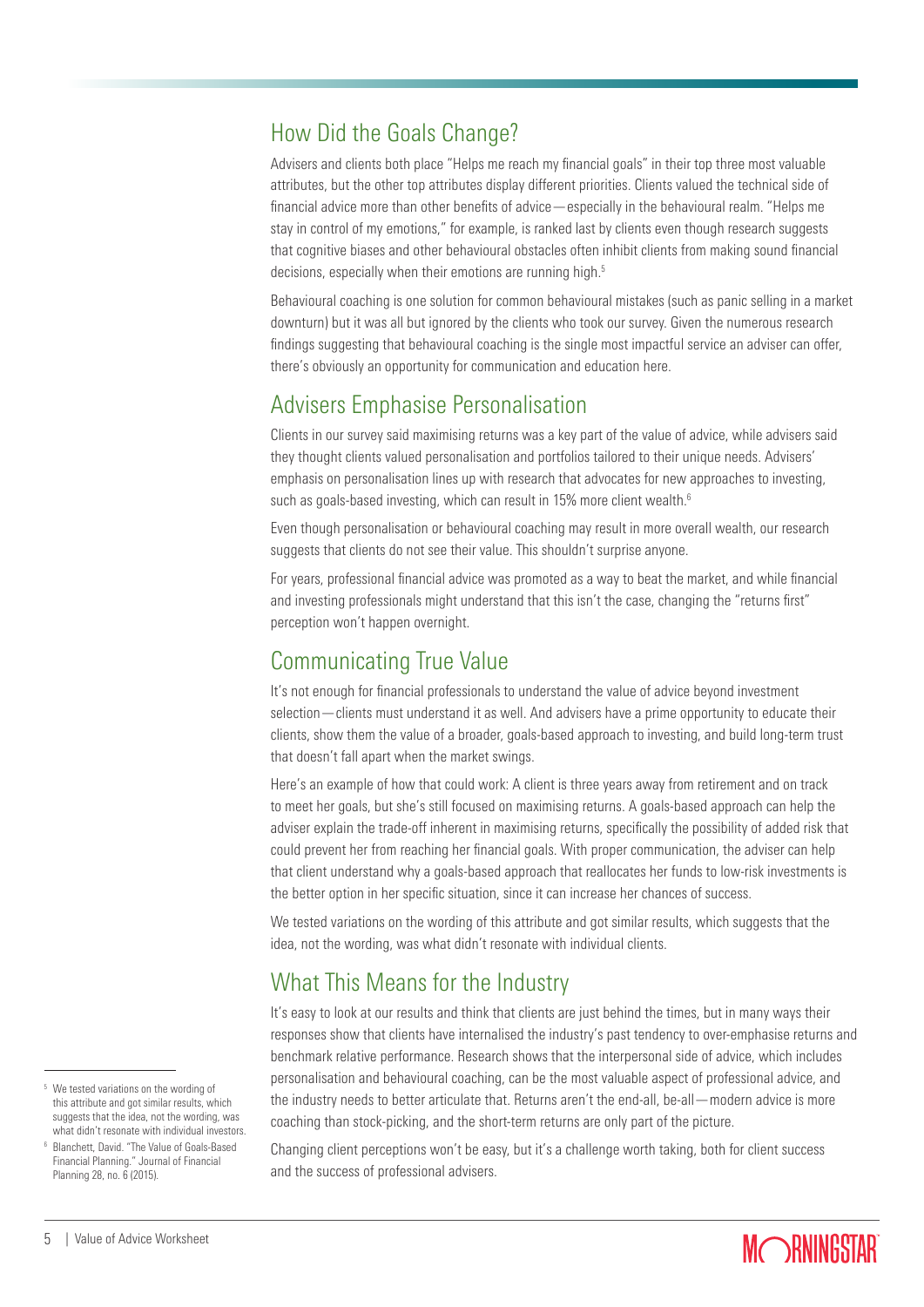## How Did the Goals Change?

Advisers and clients both place "Helps me reach my financial goals" in their top three most valuable attributes, but the other top attributes display different priorities. Clients valued the technical side of financial advice more than other benefits of advice—especially in the behavioural realm. "Helps me stay in control of my emotions," for example, is ranked last by clients even though research suggests that cognitive biases and other behavioural obstacles often inhibit clients from making sound financial decisions, especially when their emotions are running high.[5]

Behavioural coaching is one solution for common behavioural mistakes (such as panic selling in a market downturn) but it was all but ignored by the clients who took our survey. Given the numerous research findings suggesting that behavioural coaching is the single most impactful service an adviser can offer, there's obviously an opportunity for communication and education here.

## Advisers Emphasise Personalisation

Clients in our survey said maximising returns was a key part of the value of advice, while advisers said they thought clients valued personalisation and portfolios tailored to their unique needs. Advisers' emphasis on personalisation lines up with research that advocates for new approaches to investing, such as goals-based investing, which can result in 15% more client wealth.[6]

Even though personalisation or behavioural coaching may result in more overall wealth, our research suggests that clients do not see their value. This shouldn't surprise anyone.

For years, professional financial advice was promoted as a way to beat the market, and while financial and investing professionals might understand that this isn't the case, changing the "returns first" perception won't happen overnight.

## Communicating True Value

It's not enough for financial professionals to understand the value of advice beyond investment selection—clients must understand it as well. And advisers have a prime opportunity to educate their clients, show them the value of a broader, goals-based approach to investing, and build long-term trust that doesn't fall apart when the market swings.

Here's an example of how that could work: A client is three years away from retirement and on track to meet her goals, but she's still focused on maximising returns. A goals-based approach can help the adviser explain the trade-off inherent in maximising returns, specifically the possibility of added risk that could prevent her from reaching her financial goals. With proper communication, the adviser can help that client understand why a goals-based approach that reallocates her funds to low-risk investments is the better option in her specific situation, since it can increase her chances of success.

We tested variations on the wording of this attribute and got similar results, which suggests that the idea, not the wording, was what didn't resonate with individual clients.

## What This Means for the Industry

It's easy to look at our results and think that clients are just behind the times, but in many ways their responses show that clients have internalised the industry's past tendency to over-emphasise returns and benchmark relative performance. Research shows that the interpersonal side of advice, which includes personalisation and behavioural coaching, can be the most valuable aspect of professional advice, and the industry needs to better articulate that. Returns aren't the end-all, be-all—modern advice is more coaching than stock-picking, and the short-term returns are only part of the picture.

Changing client perceptions won't be easy, but it's a challenge worth taking, both for client success and the success of professional advisers.

---

[5] We tested variations on the wording of this attribute and got similar results, which suggests that the idea, not the wording, was what didn't resonate with individual investors.

[6] Blanchett, David. "The Value of Goals-Based Financial Planning." Journal of Financial Planning 28, no. 6 (2015).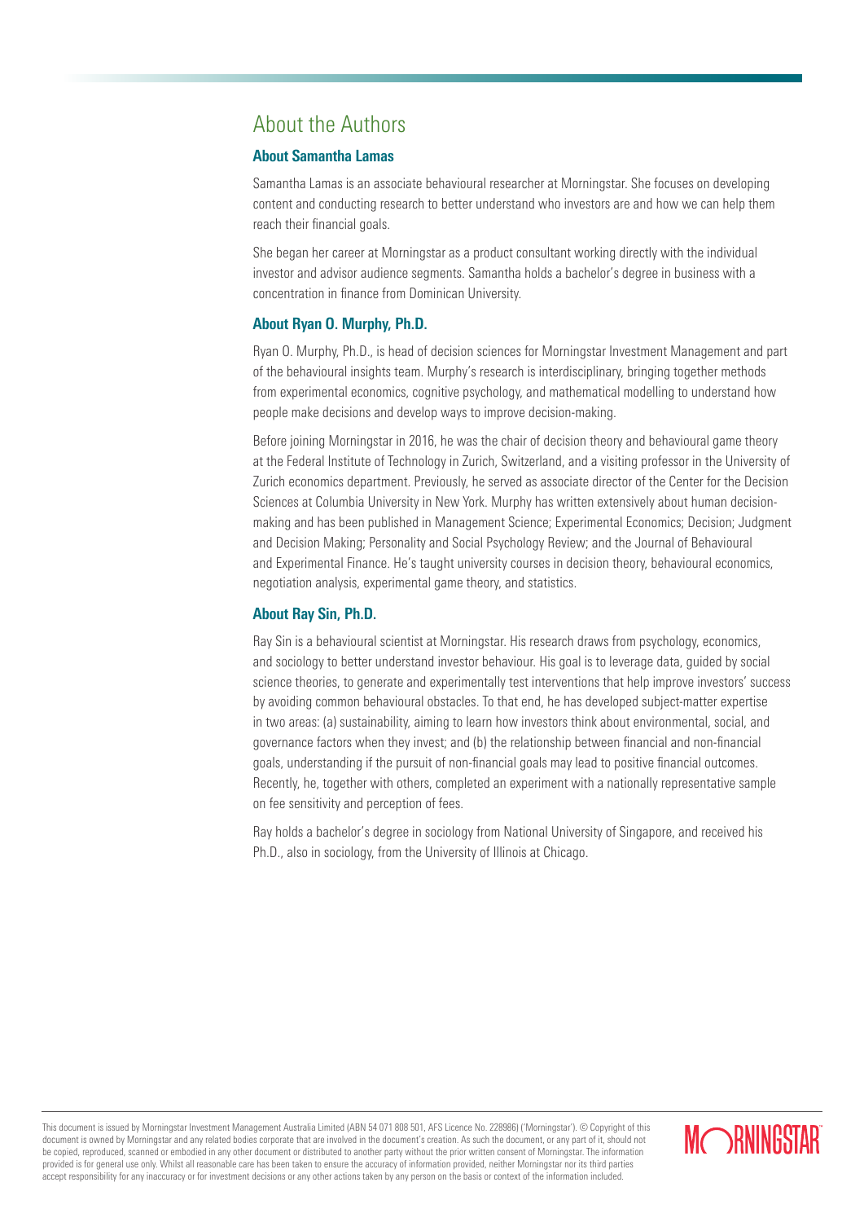## About the Authors

### About Samantha Lamas

Samantha Lamas is an associate behavioural researcher at Morningstar. She focuses on developing content and conducting research to better understand who investors are and how we can help them reach their financial goals.

She began her career at Morningstar as a product consultant working directly with the individual investor and advisor audience segments. Samantha holds a bachelor's degree in business with a concentration in finance from Dominican University.

### About Ryan O. Murphy, Ph.D.

Ryan O. Murphy, Ph.D., is head of decision sciences for Morningstar Investment Management and part of the behavioural insights team. Murphy's research is interdisciplinary, bringing together methods from experimental economics, cognitive psychology, and mathematical modelling to understand how people make decisions and develop ways to improve decision-making.

Before joining Morningstar in 2016, he was the chair of decision theory and behavioural game theory at the Federal Institute of Technology in Zurich, Switzerland, and a visiting professor in the University of Zurich economics department. Previously, he served as associate director of the Center for the Decision Sciences at Columbia University in New York. Murphy has written extensively about human decision-making and has been published in Management Science; Experimental Economics; Decision; Judgment and Decision Making; Personality and Social Psychology Review; and the Journal of Behavioural and Experimental Finance. He's taught university courses in decision theory, behavioural economics, negotiation analysis, experimental game theory, and statistics.

### About Ray Sin, Ph.D.

Ray Sin is a behavioural scientist at Morningstar. His research draws from psychology, economics, and sociology to better understand investor behaviour. His goal is to leverage data, guided by social science theories, to generate and experimentally test interventions that help improve investors' success by avoiding common behavioural obstacles. To that end, he has developed subject-matter expertise in two areas: (a) sustainability, aiming to learn how investors think about environmental, social, and governance factors when they invest; and (b) the relationship between financial and non-financial goals, understanding if the pursuit of non-financial goals may lead to positive financial outcomes. Recently, he, together with others, completed an experiment with a nationally representative sample on fee sensitivity and perception of fees.

Ray holds a bachelor's degree in sociology from National University of Singapore, and received his Ph.D., also in sociology, from the University of Illinois at Chicago.

This document is issued by Morningstar Investment Management Australia Limited (ABN 54 071 808 501, AFS Licence No. 228986) ('Morningstar'). © Copyright of this document is owned by Morningstar and any related bodies corporate that are involved in the document's creation. As such the document, or any part of it, should not be copied, reproduced, scanned or embodied in any other document or distributed to another party without the prior written consent of Morningstar. The information provided is for general use only. Whilst all reasonable care has been taken to ensure the accuracy of information provided, neither Morningstar nor its third parties accept responsibility for any inaccuracy or for investment decisions or any other actions taken by any person on the basis or context of the information included.

MORNINGSTAR